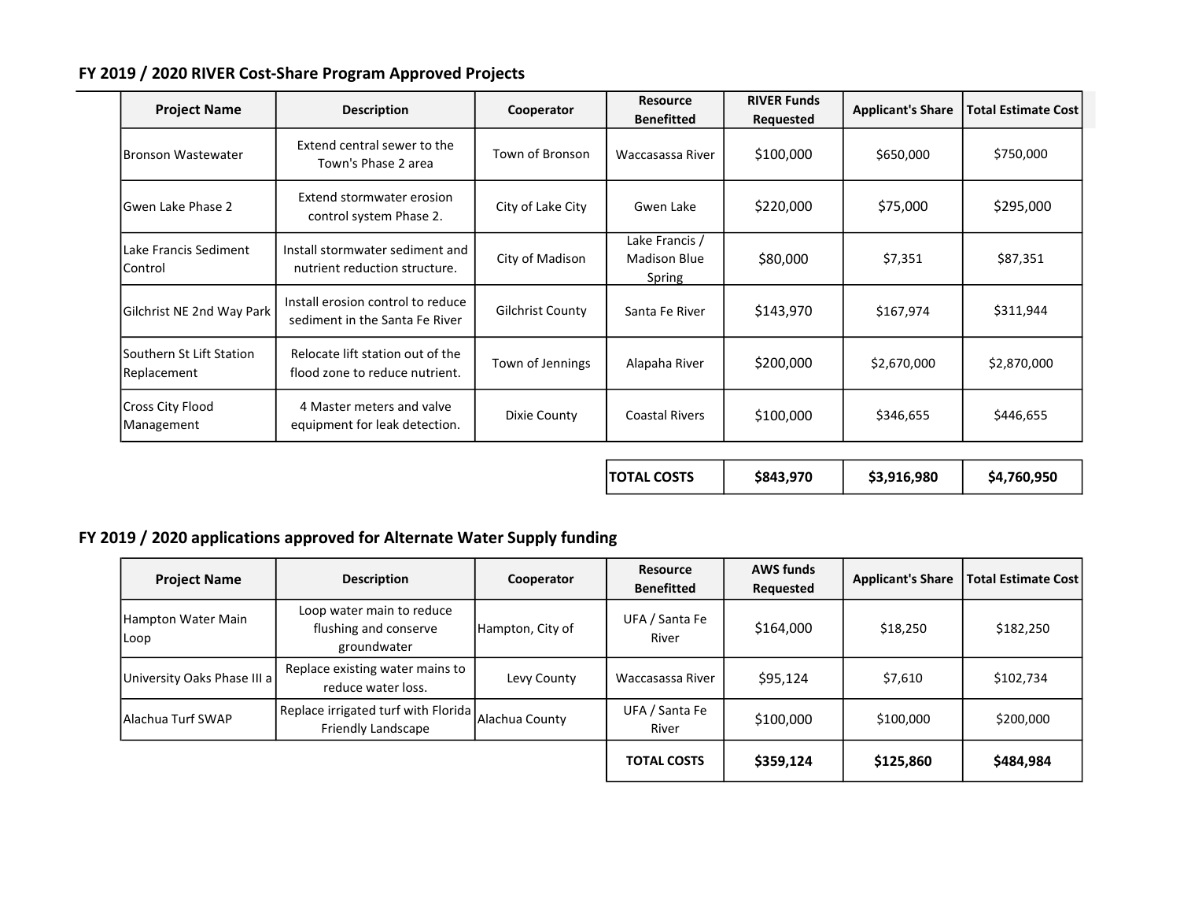## FY 2019 / 2020 RIVER Cost-Share Program Approved Projects

| Project Name | Description | Cooperator | Resource Benefitted | RIVER Funds Requested | Applicant's Share | Total Estimate Cost |
|---|---|---|---|---|---|---|
| Bronson Wastewater | Extend central sewer to the Town's Phase 2 area | Town of Bronson | Waccasassa River | $100,000 | $650,000 | $750,000 |
| Gwen Lake Phase 2 | Extend stormwater erosion control system Phase 2. | City of Lake City | Gwen Lake | $220,000 | $75,000 | $295,000 |
| Lake Francis Sediment Control | Install stormwater sediment and nutrient reduction structure. | City of Madison | Lake Francis / Madison Blue Spring | $80,000 | $7,351 | $87,351 |
| Gilchrist NE 2nd Way Park | Install erosion control to reduce sediment in the Santa Fe River | Gilchrist County | Santa Fe River | $143,970 | $167,974 | $311,944 |
| Southern St Lift Station Replacement | Relocate lift station out of the flood zone to reduce nutrient. | Town of Jennings | Alapaha River | $200,000 | $2,670,000 | $2,870,000 |
| Cross City Flood Management | 4 Master meters and valve equipment for leak detection. | Dixie County | Coastal Rivers | $100,000 | $346,655 | $446,655 |
| | | | **TOTAL COSTS** | **$843,970** | **$3,916,980** | **$4,760,950** |

## FY 2019 / 2020 applications approved for Alternate Water Supply funding

| Project Name | Description | Cooperator | Resource Benefitted | AWS funds Requested | Applicant's Share | Total Estimate Cost |
|---|---|---|---|---|---|---|
| Hampton Water Main Loop | Loop water main to reduce flushing and conserve groundwater | Hampton, City of | UFA / Santa Fe River | $164,000 | $18,250 | $182,250 |
| University Oaks Phase III a | Replace existing water mains to reduce water loss. | Levy County | Waccasassa River | $95,124 | $7,610 | $102,734 |
| Alachua Turf SWAP | Replace irrigated turf with Florida Friendly Landscape | Alachua County | UFA / Santa Fe River | $100,000 | $100,000 | $200,000 |
| | | | **TOTAL COSTS** | **$359,124** | **$125,860** | **$484,984** |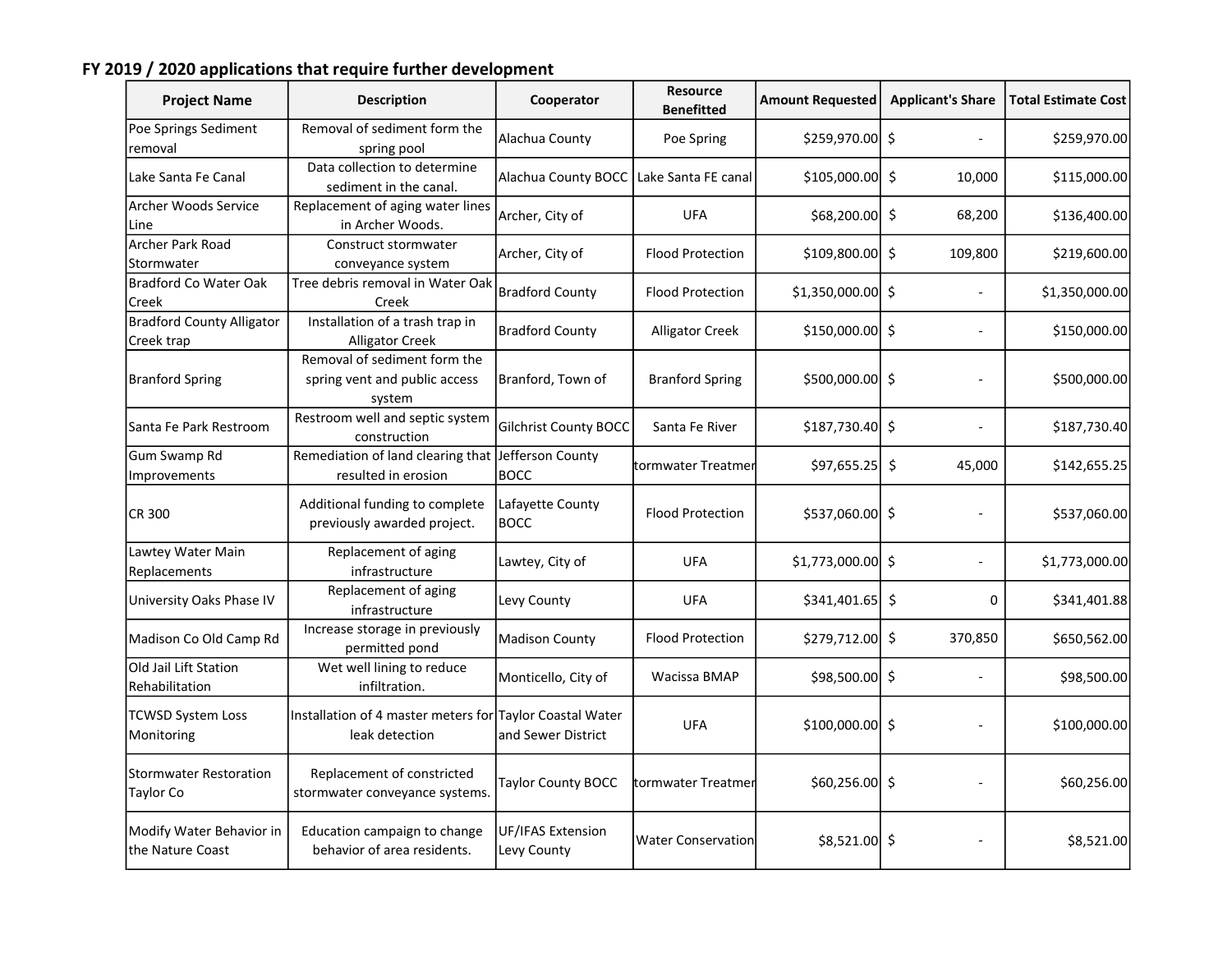## FY 2019 / 2020 applications that require further development

| Project Name | Description | Cooperator | Resource Benefitted | Amount Requested | Applicant's Share | Total Estimate Cost |
|---|---|---|---|---|---|---|
| Poe Springs Sediment removal | Removal of sediment form the spring pool | Alachua County | Poe Spring | $259,970.00 | $ - | $259,970.00 |
| Lake Santa Fe Canal | Data collection to determine sediment in the canal. | Alachua County BOCC | Lake Santa FE canal | $105,000.00 | $ 10,000 | $115,000.00 |
| Archer Woods Service Line | Replacement of aging water lines in Archer Woods. | Archer, City of | UFA | $68,200.00 | $ 68,200 | $136,400.00 |
| Archer Park Road Stormwater | Construct stormwater conveyance system | Archer, City of | Flood Protection | $109,800.00 | $ 109,800 | $219,600.00 |
| Bradford Co Water Oak Creek | Tree debris removal in Water Oak Creek | Bradford County | Flood Protection | $1,350,000.00 | $ - | $1,350,000.00 |
| Bradford County Alligator Creek trap | Installation of a trash trap in Alligator Creek | Bradford County | Alligator Creek | $150,000.00 | $ - | $150,000.00 |
| Branford Spring | Removal of sediment form the spring vent and public access system | Branford, Town of | Branford Spring | $500,000.00 | $ - | $500,000.00 |
| Santa Fe Park Restroom | Restroom well and septic system construction | Gilchrist County BOCC | Santa Fe River | $187,730.40 | $ - | $187,730.40 |
| Gum Swamp Rd Improvements | Remediation of land clearing that resulted in erosion | Jefferson County BOCC | tormwater Treatmer | $97,655.25 | $ 45,000 | $142,655.25 |
| CR 300 | Additional funding to complete previously awarded project. | Lafayette County BOCC | Flood Protection | $537,060.00 | $ - | $537,060.00 |
| Lawtey Water Main Replacements | Replacement of aging infrastructure | Lawtey, City of | UFA | $1,773,000.00 | $ - | $1,773,000.00 |
| University Oaks Phase IV | Replacement of aging infrastructure | Levy County | UFA | $341,401.65 | $ 0 | $341,401.88 |
| Madison Co Old Camp Rd | Increase storage in previously permitted pond | Madison County | Flood Protection | $279,712.00 | $ 370,850 | $650,562.00 |
| Old Jail Lift Station Rehabilitation | Wet well lining to reduce infiltration. | Monticello, City of | Wacissa BMAP | $98,500.00 | $ - | $98,500.00 |
| TCWSD System Loss Monitoring | Installation of 4 master meters for leak detection | Taylor Coastal Water and Sewer District | UFA | $100,000.00 | $ - | $100,000.00 |
| Stormwater Restoration Taylor Co | Replacement of constricted stormwater conveyance systems. | Taylor County BOCC | tormwater Treatmer | $60,256.00 | $ - | $60,256.00 |
| Modify Water Behavior in the Nature Coast | Education campaign to change behavior of area residents. | UF/IFAS Extension Levy County | Water Conservation | $8,521.00 | $ - | $8,521.00 |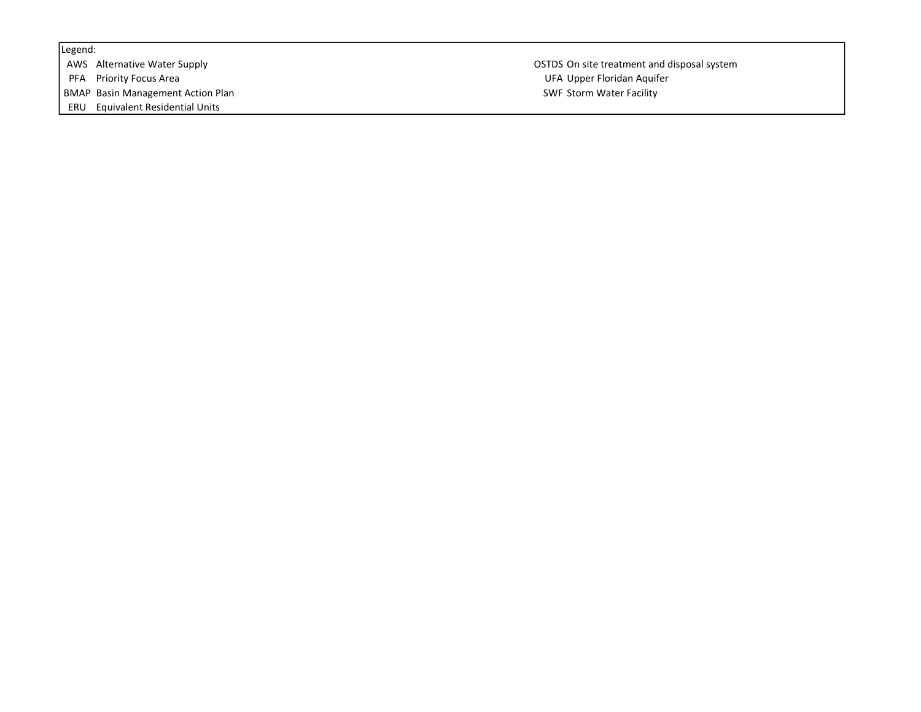Legend:

| | | | |
|---|---|---|---|
| AWS | Alternative Water Supply | OSTDS | On site treatment and disposal system |
| PFA | Priority Focus Area | UFA | Upper Floridan Aquifer |
| BMAP | Basin Management Action Plan | SWF | Storm Water Facility |
| ERU | Equivalent Residential Units | | |